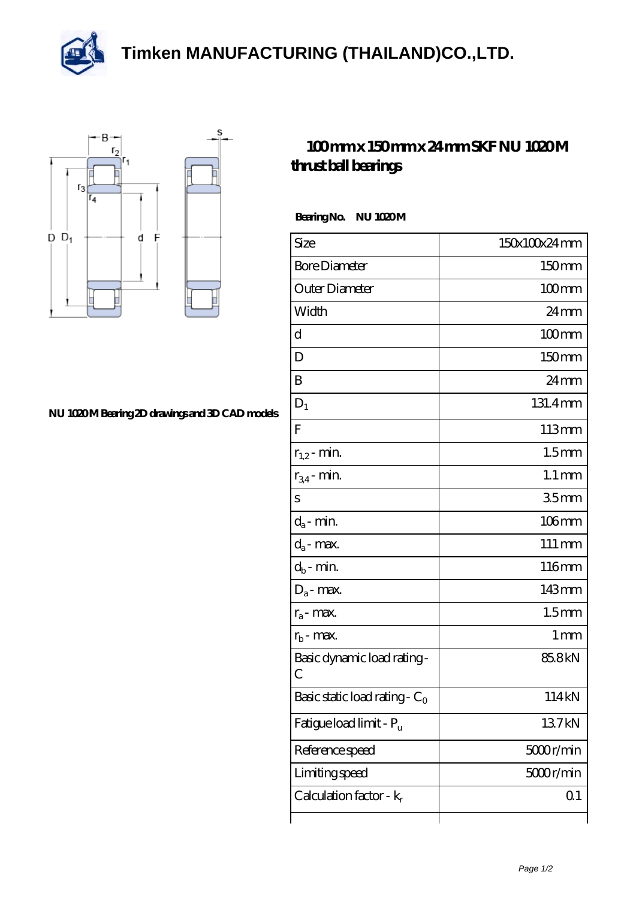# Timken MANUFACTURING (THAILAND)CO.,LTD.

## 100mm x 150mm x 24mm SKF NU 1020M thrust ball bearings

NU 1020M Bearing 2D drawings and 3D CAD models

**Bearing No.** NU 1020M

| Size | 150x100x24 mm |
|---|---|
| Bore Diameter | 150 mm |
| Outer Diameter | 100 mm |
| Width | 24 mm |
| d | 100 mm |
| D | 150 mm |
| B | 24 mm |
| $D_1$ | 131.4 mm |
| F | 113 mm |
| $r_{1,2}$ - min. | 1.5 mm |
| $r_{3,4}$ - min. | 1.1 mm |
| s | 3.5 mm |
| $d_a$ - min. | 106 mm |
| $d_a$ - max. | 111 mm |
| $d_b$ - min. | 116 mm |
| $D_a$ - max. | 143 mm |
| $r_a$ - max. | 1.5 mm |
| $r_b$ - max. | 1 mm |
| Basic dynamic load rating - C | 85.8 kN |
| Basic static load rating - $C_0$ | 114 kN |
| Fatigue load limit - $P_u$ | 13.7 kN |
| Reference speed | 5000 r/min |
| Limiting speed | 5000 r/min |
| Calculation factor - $k_r$ | 0.1 |
| | |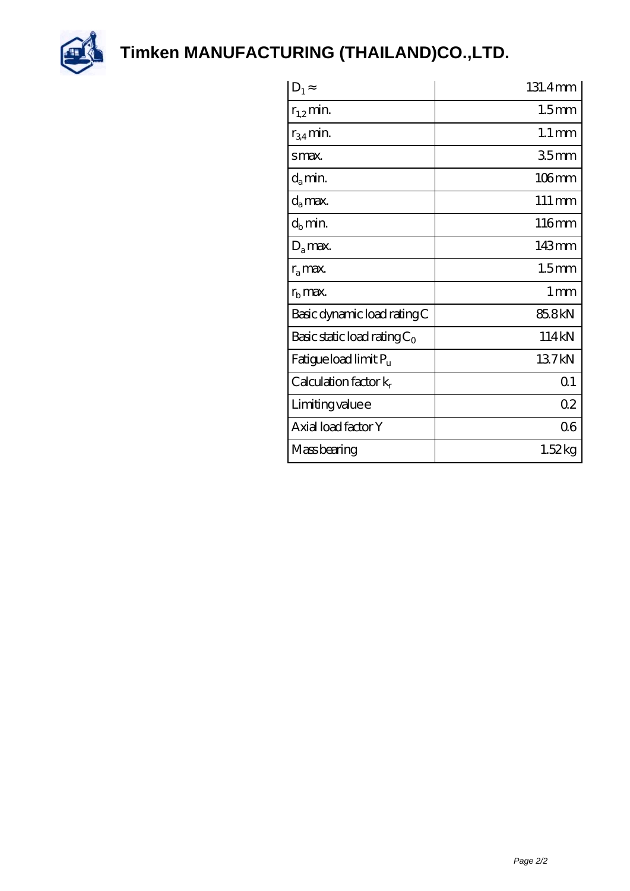# Timken MANUFACTURING (THAILAND)CO.,LTD.

| | |
|---|---|
| $D_1 \approx$ | 131.4 mm |
| $r_{1,2}$ min. | 1.5 mm |
| $r_{3,4}$ min. | 1.1 mm |
| s max. | 3.5 mm |
| $d_a$ min. | 106 mm |
| $d_a$ max. | 111 mm |
| $d_b$ min. | 116 mm |
| $D_a$ max. | 143 mm |
| $r_a$ max. | 1.5 mm |
| $r_b$ max. | 1 mm |
| Basic dynamic load rating C | 85.8 kN |
| Basic static load rating $C_0$ | 114 kN |
| Fatigue load limit $P_u$ | 13.7 kN |
| Calculation factor $k_r$ | 0.1 |
| Limiting value e | 0.2 |
| Axial load factor Y | 0.6 |
| Mass bearing | 1.52 kg |